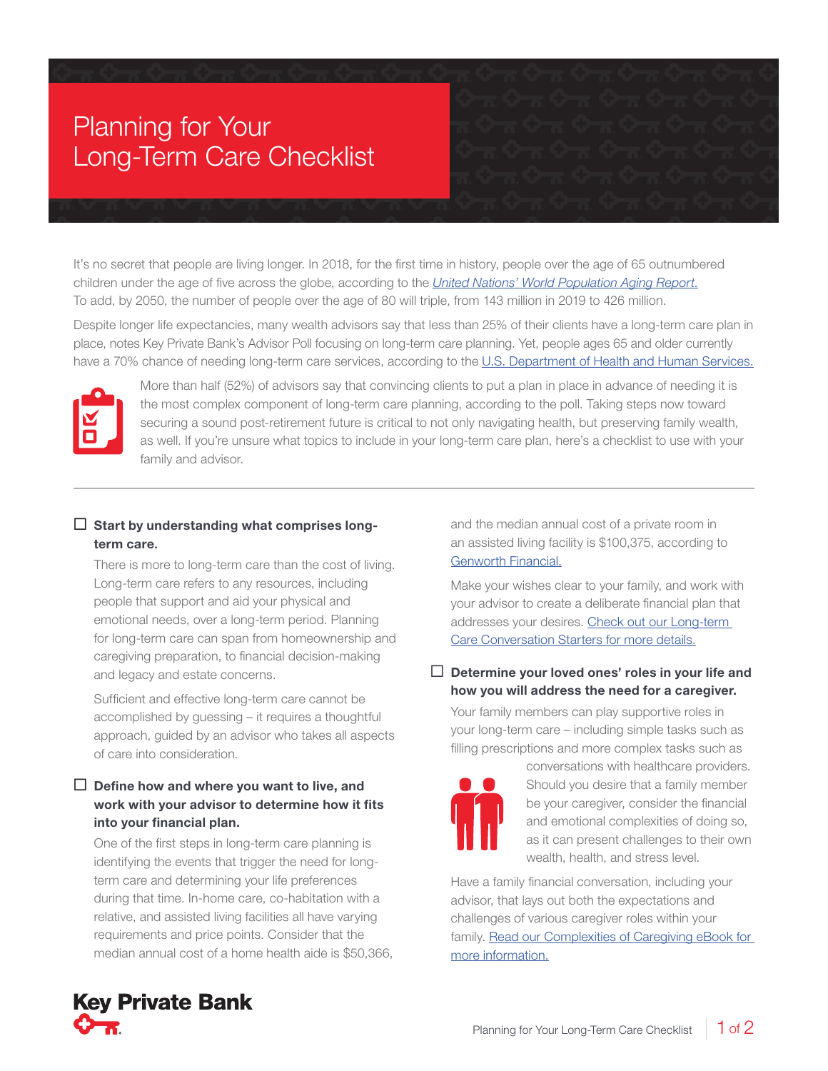# Planning for Your Long-Term Care Checklist

It's no secret that people are living longer. In 2018, for the first time in history, people over the age of 65 outnumbered children under the age of five across the globe, according to the *United Nations' World Population Aging Report.* To add, by 2050, the number of people over the age of 80 will triple, from 143 million in 2019 to 426 million.

Despite longer life expectancies, many wealth advisors say that less than 25% of their clients have a long-term care plan in place, notes Key Private Bank's Advisor Poll focusing on long-term care planning. Yet, people ages 65 and older currently have a 70% chance of needing long-term care services, according to the U.S. Department of Health and Human Services.

More than half (52%) of advisors say that convincing clients to put a plan in place in advance of needing it is the most complex component of long-term care planning, according to the poll. Taking steps now toward securing a sound post-retirement future is critical to not only navigating health, but preserving family wealth, as well. If you're unsure what topics to include in your long-term care plan, here's a checklist to use with your family and advisor.

---

☐ **Start by understanding what comprises long-term care.**

There is more to long-term care than the cost of living. Long-term care refers to any resources, including people that support and aid your physical and emotional needs, over a long-term period. Planning for long-term care can span from homeownership and caregiving preparation, to financial decision-making and legacy and estate concerns.

Sufficient and effective long-term care cannot be accomplished by guessing – it requires a thoughtful approach, guided by an advisor who takes all aspects of care into consideration.

☐ **Define how and where you want to live, and work with your advisor to determine how it fits into your financial plan.**

One of the first steps in long-term care planning is identifying the events that trigger the need for long-term care and determining your life preferences during that time. In-home care, co-habitation with a relative, and assisted living facilities all have varying requirements and price points. Consider that the median annual cost of a home health aide is $50,366, and the median annual cost of a private room in an assisted living facility is $100,375, according to Genworth Financial.

Make your wishes clear to your family, and work with your advisor to create a deliberate financial plan that addresses your desires. Check out our Long-term Care Conversation Starters for more details.

☐ **Determine your loved ones' roles in your life and how you will address the need for a caregiver.**

Your family members can play supportive roles in your long-term care – including simple tasks such as filling prescriptions and more complex tasks such as conversations with healthcare providers. Should you desire that a family member be your caregiver, consider the financial and emotional complexities of doing so, as it can present challenges to their own wealth, health, and stress level.

Have a family financial conversation, including your advisor, that lays out both the expectations and challenges of various caregiver roles within your family. Read our Complexities of Caregiving eBook for more information.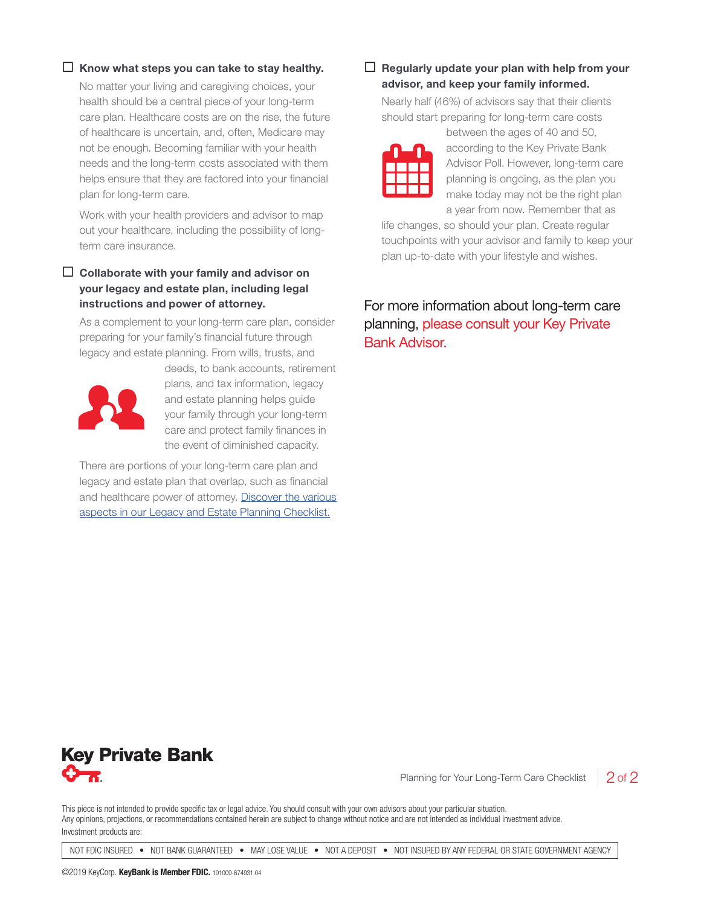☐ **Know what steps you can take to stay healthy.**

No matter your living and caregiving choices, your health should be a central piece of your long-term care plan. Healthcare costs are on the rise, the future of healthcare is uncertain, and, often, Medicare may not be enough. Becoming familiar with your health needs and the long-term costs associated with them helps ensure that they are factored into your financial plan for long-term care.

Work with your health providers and advisor to map out your healthcare, including the possibility of long-term care insurance.

☐ **Collaborate with your family and advisor on your legacy and estate plan, including legal instructions and power of attorney.**

As a complement to your long-term care plan, consider preparing for your family's financial future through legacy and estate planning. From wills, trusts, and deeds, to bank accounts, retirement plans, and tax information, legacy and estate planning helps guide your family through your long-term care and protect family finances in the event of diminished capacity.

There are portions of your long-term care plan and legacy and estate plan that overlap, such as financial and healthcare power of attorney. Discover the various aspects in our Legacy and Estate Planning Checklist.

☐ **Regularly update your plan with help from your advisor, and keep your family informed.**

Nearly half (46%) of advisors say that their clients should start preparing for long-term care costs between the ages of 40 and 50, according to the Key Private Bank Advisor Poll. However, long-term care planning is ongoing, as the plan you make today may not be the right plan a year from now. Remember that as life changes, so should your plan. Create regular touchpoints with your advisor and family to keep your plan up-to-date with your lifestyle and wishes.

For more information about long-term care planning, please consult your Key Private Bank Advisor.

**Key Private Bank**

This piece is not intended to provide specific tax or legal advice. You should consult with your own advisors about your particular situation.
Any opinions, projections, or recommendations contained herein are subject to change without notice and are not intended as individual investment advice.
Investment products are:

NOT FDIC INSURED • NOT BANK GUARANTEED • MAY LOSE VALUE • NOT A DEPOSIT • NOT INSURED BY ANY FEDERAL OR STATE GOVERNMENT AGENCY

©2019 KeyCorp. **KeyBank is Member FDIC.** 191009-674931.04